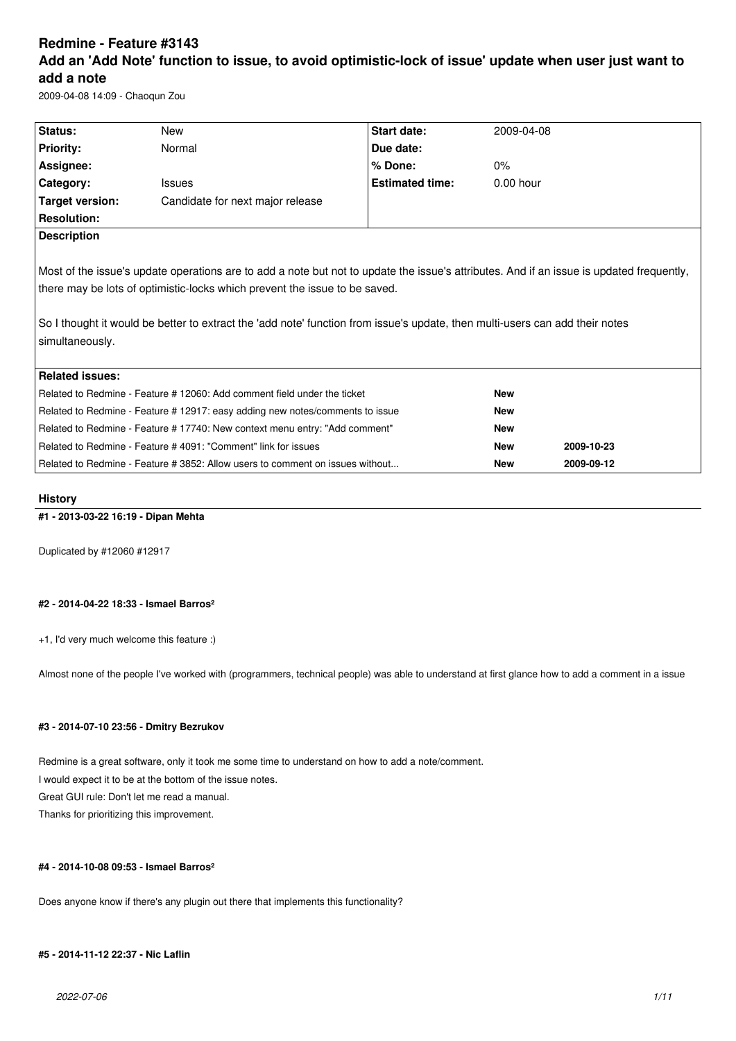# Redmine - Feature #3143

# Add an 'Add Note' function to issue, to avoid optimistic-lock of issue' update when user just want to add a note

2009-04-08 14:09 - Chaoqun Zou

| | | | |
|---|---|---|---|
| **Status:** | New | **Start date:** | 2009-04-08 |
| **Priority:** | Normal | **Due date:** | |
| **Assignee:** | | **% Done:** | 0% |
| **Category:** | Issues | **Estimated time:** | 0.00 hour |
| **Target version:** | Candidate for next major release | | |
| **Resolution:** | | | |

**Description**

Most of the issue's update operations are to add a note but not to update the issue's attributes. And if an issue is updated frequently, there may be lots of optimistic-locks which prevent the issue to be saved.

So I thought it would be better to extract the 'add note' function from issue's update, then multi-users can add their notes simultaneously.

**Related issues:**

| | | |
|---|---|---|
| Related to Redmine - Feature # 12060: Add comment field under the ticket | **New** | |
| Related to Redmine - Feature # 12917: easy adding new notes/comments to issue | **New** | |
| Related to Redmine - Feature # 17740: New context menu entry: "Add comment" | **New** | |
| Related to Redmine - Feature # 4091: "Comment" link for issues | **New** | **2009-10-23** |
| Related to Redmine - Feature # 3852: Allow users to comment on issues without... | **New** | **2009-09-12** |

## History

#### #1 - 2013-03-22 16:19 - Dipan Mehta

Duplicated by #12060 #12917

#### #2 - 2014-04-22 18:33 - Ismael Barros²

+1, I'd very much welcome this feature :)

Almost none of the people I've worked with (programmers, technical people) was able to understand at first glance how to add a comment in a issue

#### #3 - 2014-07-10 23:56 - Dmitry Bezrukov

Redmine is a great software, only it took me some time to understand on how to add a note/comment.
I would expect it to be at the bottom of the issue notes.
Great GUI rule: Don't let me read a manual.
Thanks for prioritizing this improvement.

#### #4 - 2014-10-08 09:53 - Ismael Barros²

Does anyone know if there's any plugin out there that implements this functionality?

#### #5 - 2014-11-12 22:37 - Nic Laflin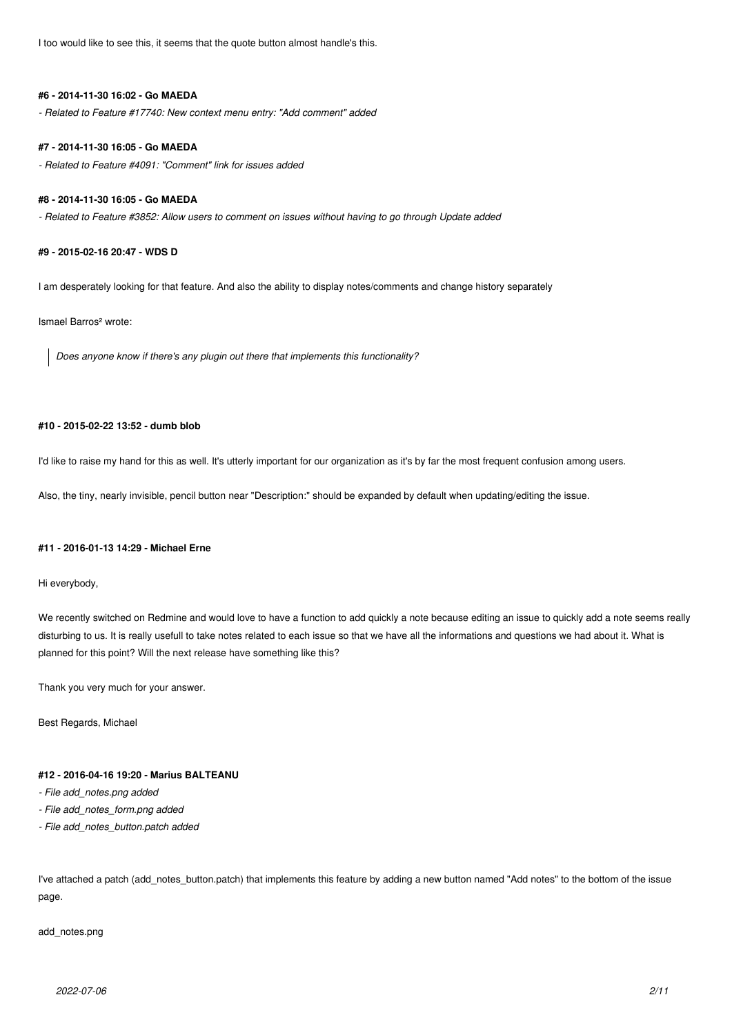I too would like to see this, it seems that the quote button almost handle's this.

#### #6 - 2014-11-30 16:02 - Go MAEDA

*- Related to Feature #17740: New context menu entry: "Add comment" added*

#### #7 - 2014-11-30 16:05 - Go MAEDA

*- Related to Feature #4091: "Comment" link for issues added*

#### #8 - 2014-11-30 16:05 - Go MAEDA

*- Related to Feature #3852: Allow users to comment on issues without having to go through Update added*

#### #9 - 2015-02-16 20:47 - WDS D

I am desperately looking for that feature. And also the ability to display notes/comments and change history separately

Ismael Barros² wrote:

> *Does anyone know if there's any plugin out there that implements this functionality?*

#### #10 - 2015-02-22 13:52 - dumb blob

I'd like to raise my hand for this as well. It's utterly important for our organization as it's by far the most frequent confusion among users.

Also, the tiny, nearly invisible, pencil button near "Description:" should be expanded by default when updating/editing the issue.

#### #11 - 2016-01-13 14:29 - Michael Erne

Hi everybody,

We recently switched on Redmine and would love to have a function to add quickly a note because editing an issue to quickly add a note seems really disturbing to us. It is really usefull to take notes related to each issue so that we have all the informations and questions we had about it. What is planned for this point? Will the next release have something like this?

Thank you very much for your answer.

Best Regards, Michael

#### #12 - 2016-04-16 19:20 - Marius BALTEANU

*- File add_notes.png added*
*- File add_notes_form.png added*
*- File add_notes_button.patch added*

I've attached a patch (add_notes_button.patch) that implements this feature by adding a new button named "Add notes" to the bottom of the issue page.

add_notes.png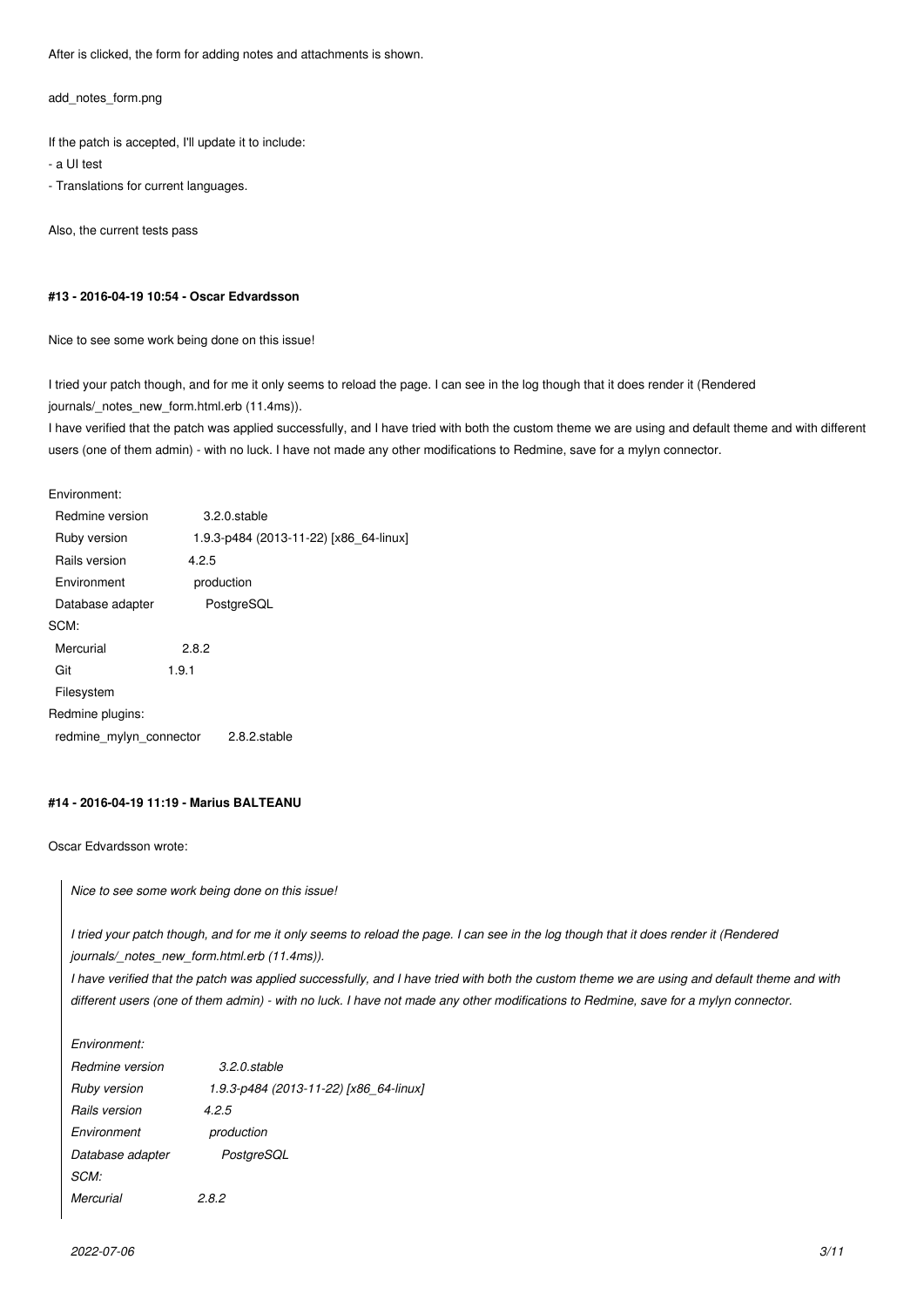After is clicked, the form for adding notes and attachments is shown.

add_notes_form.png

If the patch is accepted, I'll update it to include:

- a UI test
- Translations for current languages.

Also, the current tests pass

#### #13 - 2016-04-19 10:54 - Oscar Edvardsson

Nice to see some work being done on this issue!

I tried your patch though, and for me it only seems to reload the page. I can see in the log though that it does render it (Rendered journals/_notes_new_form.html.erb (11.4ms)).

I have verified that the patch was applied successfully, and I have tried with both the custom theme we are using and default theme and with different users (one of them admin) - with no luck. I have not made any other modifications to Redmine, save for a mylyn connector.

Environment:
  Redmine version 3.2.0.stable
  Ruby version 1.9.3-p484 (2013-11-22) [x86_64-linux]
  Rails version 4.2.5
  Environment production
  Database adapter PostgreSQL
SCM:
  Mercurial 2.8.2
  Git 1.9.1
  Filesystem
Redmine plugins:
  redmine_mylyn_connector 2.8.2.stable

#### #14 - 2016-04-19 11:19 - Marius BALTEANU

Oscar Edvardsson wrote:

> *Nice to see some work being done on this issue!*
>
> *I tried your patch though, and for me it only seems to reload the page. I can see in the log though that it does render it (Rendered journals/_notes_new_form.html.erb (11.4ms)).*
> *I have verified that the patch was applied successfully, and I have tried with both the custom theme we are using and default theme and with different users (one of them admin) - with no luck. I have not made any other modifications to Redmine, save for a mylyn connector.*
>
> *Environment:*
> *Redmine version 3.2.0.stable*
> *Ruby version 1.9.3-p484 (2013-11-22) [x86_64-linux]*
> *Rails version 4.2.5*
> *Environment production*
> *Database adapter PostgreSQL*
> *SCM:*
> *Mercurial 2.8.2*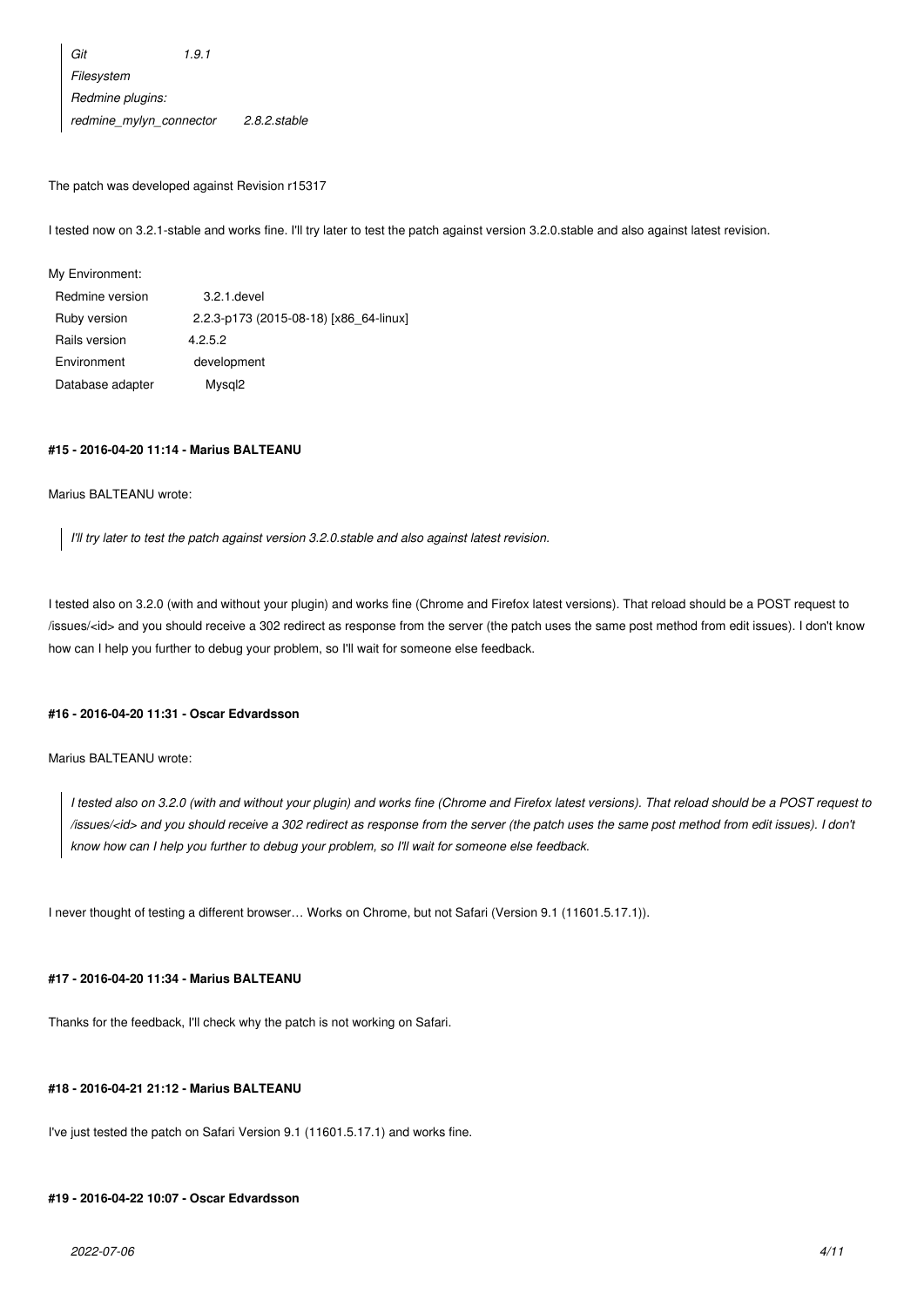> *Git 1.9.1*
> *Filesystem*
> *Redmine plugins:*
> *redmine_mylyn_connector 2.8.2.stable*

The patch was developed against Revision r15317

I tested now on 3.2.1-stable and works fine. I'll try later to test the patch against version 3.2.0.stable and also against latest revision.

My Environment:

| | |
|---|---|
| Redmine version | 3.2.1.devel |
| Ruby version | 2.2.3-p173 (2015-08-18) [x86_64-linux] |
| Rails version | 4.2.5.2 |
| Environment | development |
| Database adapter | Mysql2 |

#### #15 - 2016-04-20 11:14 - Marius BALTEANU

Marius BALTEANU wrote:

> *I'll try later to test the patch against version 3.2.0.stable and also against latest revision.*

I tested also on 3.2.0 (with and without your plugin) and works fine (Chrome and Firefox latest versions). That reload should be a POST request to /issues/<id> and you should receive a 302 redirect as response from the server (the patch uses the same post method from edit issues). I don't know how can I help you further to debug your problem, so I'll wait for someone else feedback.

#### #16 - 2016-04-20 11:31 - Oscar Edvardsson

Marius BALTEANU wrote:

> *I tested also on 3.2.0 (with and without your plugin) and works fine (Chrome and Firefox latest versions). That reload should be a POST request to /issues/<id> and you should receive a 302 redirect as response from the server (the patch uses the same post method from edit issues). I don't know how can I help you further to debug your problem, so I'll wait for someone else feedback.*

I never thought of testing a different browser… Works on Chrome, but not Safari (Version 9.1 (11601.5.17.1)).

#### #17 - 2016-04-20 11:34 - Marius BALTEANU

Thanks for the feedback, I'll check why the patch is not working on Safari.

#### #18 - 2016-04-21 21:12 - Marius BALTEANU

I've just tested the patch on Safari Version 9.1 (11601.5.17.1) and works fine.

#### #19 - 2016-04-22 10:07 - Oscar Edvardsson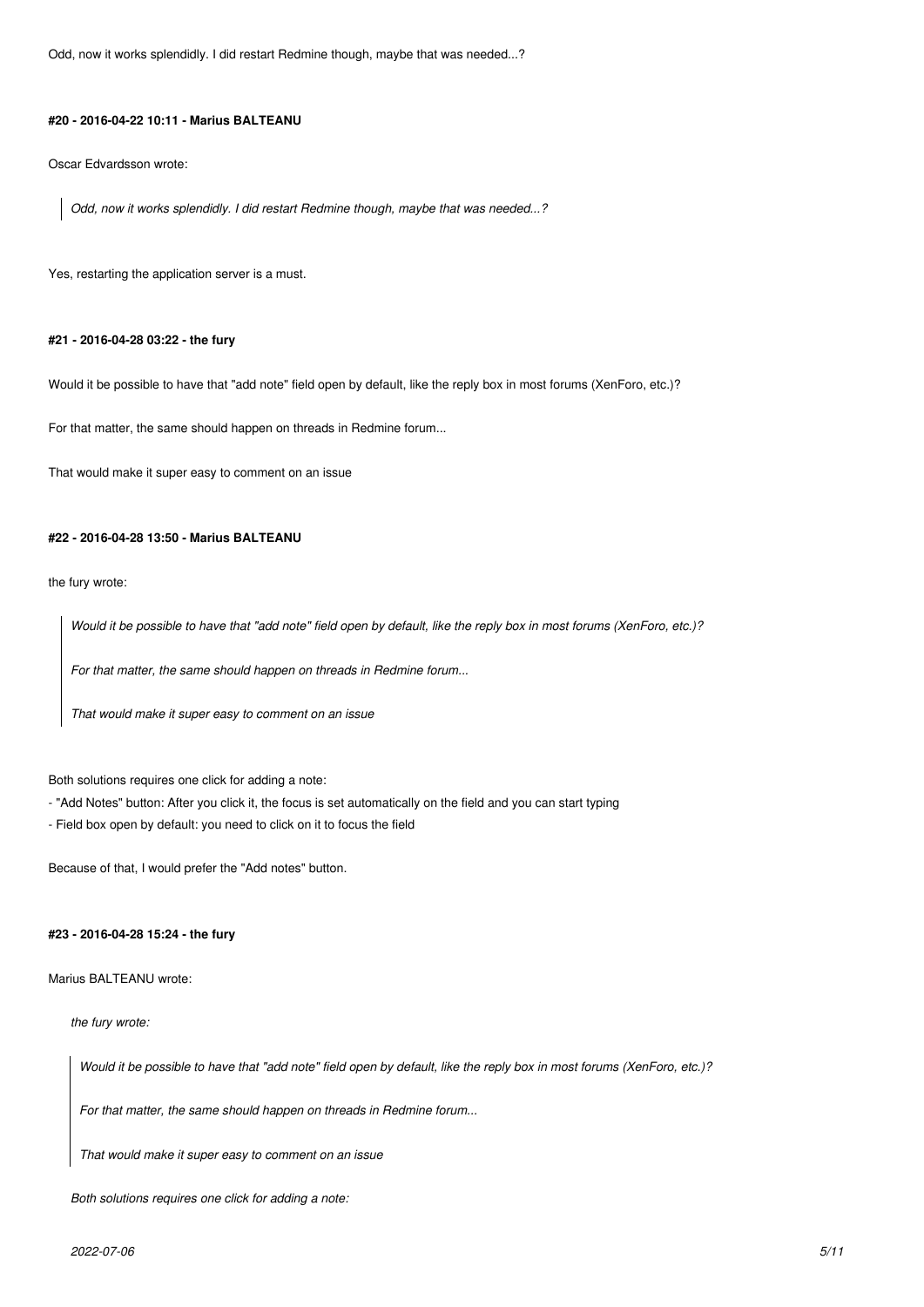Odd, now it works splendidly. I did restart Redmine though, maybe that was needed...?

#### #20 - 2016-04-22 10:11 - Marius BALTEANU

Oscar Edvardsson wrote:

> *Odd, now it works splendidly. I did restart Redmine though, maybe that was needed...?*

Yes, restarting the application server is a must.

#### #21 - 2016-04-28 03:22 - the fury

Would it be possible to have that "add note" field open by default, like the reply box in most forums (XenForo, etc.)?

For that matter, the same should happen on threads in Redmine forum...

That would make it super easy to comment on an issue

#### #22 - 2016-04-28 13:50 - Marius BALTEANU

the fury wrote:

> *Would it be possible to have that "add note" field open by default, like the reply box in most forums (XenForo, etc.)?*
>
> *For that matter, the same should happen on threads in Redmine forum...*
>
> *That would make it super easy to comment on an issue*

Both solutions requires one click for adding a note:

- "Add Notes" button: After you click it, the focus is set automatically on the field and you can start typing
- Field box open by default: you need to click on it to focus the field

Because of that, I would prefer the "Add notes" button.

#### #23 - 2016-04-28 15:24 - the fury

Marius BALTEANU wrote:

> *the fury wrote:*
>
> > *Would it be possible to have that "add note" field open by default, like the reply box in most forums (XenForo, etc.)?*
> >
> > *For that matter, the same should happen on threads in Redmine forum...*
> >
> > *That would make it super easy to comment on an issue*
>
> *Both solutions requires one click for adding a note:*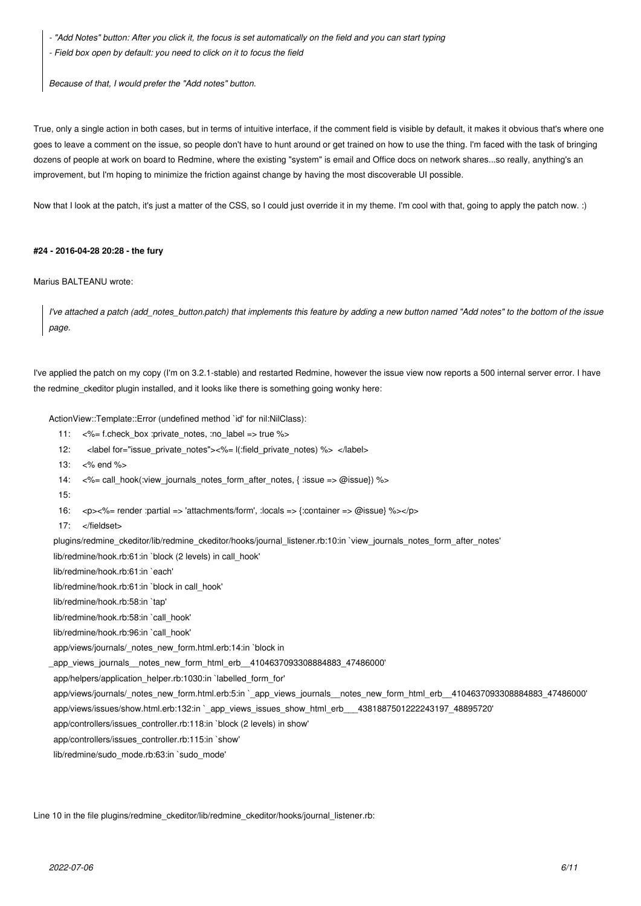> *- "Add Notes" button: After you click it, the focus is set automatically on the field and you can start typing*
>
> *- Field box open by default: you need to click on it to focus the field*
>
> *Because of that, I would prefer the "Add notes" button.*

True, only a single action in both cases, but in terms of intuitive interface, if the comment field is visible by default, it makes it obvious that's where one goes to leave a comment on the issue, so people don't have to hunt around or get trained on how to use the thing. I'm faced with the task of bringing dozens of people at work on board to Redmine, where the existing "system" is email and Office docs on network shares...so really, anything's an improvement, but I'm hoping to minimize the friction against change by having the most discoverable UI possible.

Now that I look at the patch, it's just a matter of the CSS, so I could just override it in my theme. I'm cool with that, going to apply the patch now. :)

#### #24 - 2016-04-28 20:28 - the fury

Marius BALTEANU wrote:

> *I've attached a patch (add_notes_button.patch) that implements this feature by adding a new button named "Add notes" to the bottom of the issue page.*

I've applied the patch on my copy (I'm on 3.2.1-stable) and restarted Redmine, however the issue view now reports a 500 internal server error. I have the redmine_ckeditor plugin installed, and it looks like there is something going wonky here:

```
ActionView::Template::Error (undefined method `id' for nil:NilClass):
    11:     <%= f.check_box :private_notes, :no_label => true %>
    12:      <label for="issue_private_notes"><%= l(:field_private_notes) %>  </label>
    13:     <% end %>
    14:     <%= call_hook(:view_journals_notes_form_after_notes, { :issue => @issue}) %>
    15: 
    16:     <p><%= render :partial => 'attachments/form', :locals => {:container => @issue} %></p>
    17:     </fieldset>
  plugins/redmine_ckeditor/lib/redmine_ckeditor/hooks/journal_listener.rb:10:in `view_journals_notes_form_after_notes'
  lib/redmine/hook.rb:61:in `block (2 levels) in call_hook'
  lib/redmine/hook.rb:61:in `each'
  lib/redmine/hook.rb:61:in `block in call_hook'
  lib/redmine/hook.rb:58:in `tap'
  lib/redmine/hook.rb:58:in `call_hook'
  lib/redmine/hook.rb:96:in `call_hook'
  app/views/journals/_notes_new_form.html.erb:14:in `block in
_app_views_journals__notes_new_form_html_erb__4104637093308884883_47486000'
  app/helpers/application_helper.rb:1030:in `labelled_form_for'
  app/views/journals/_notes_new_form.html.erb:5:in `_app_views_journals__notes_new_form_html_erb__4104637093308884883_47486000'
  app/views/issues/show.html.erb:132:in `_app_views_issues_show_html_erb___4381887501222243197_48895720'
  app/controllers/issues_controller.rb:118:in `block (2 levels) in show'
  app/controllers/issues_controller.rb:115:in `show'
  lib/redmine/sudo_mode.rb:63:in `sudo_mode'
```

Line 10 in the file plugins/redmine_ckeditor/lib/redmine_ckeditor/hooks/journal_listener.rb: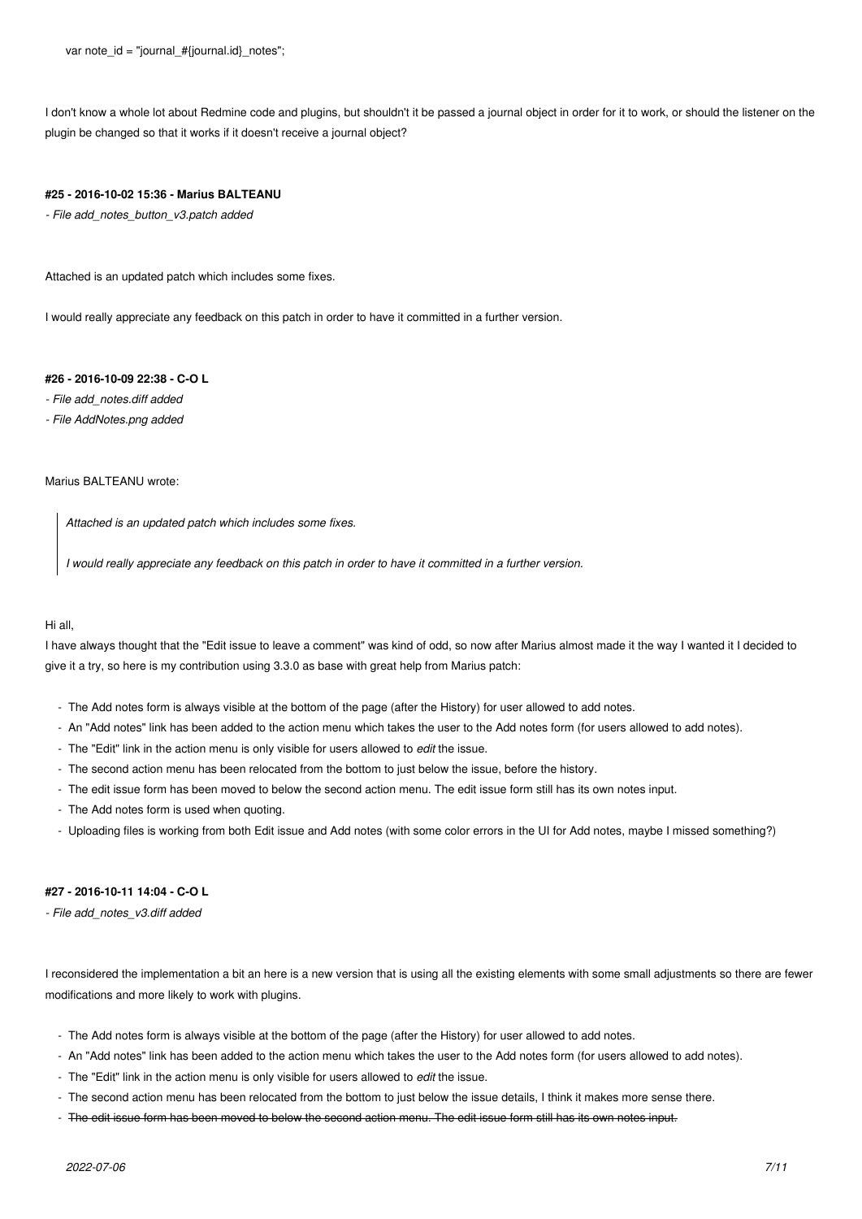```
var note_id = "journal_#{journal.id}_notes";
```

I don't know a whole lot about Redmine code and plugins, but shouldn't it be passed a journal object in order for it to work, or should the listener on the plugin be changed so that it works if it doesn't receive a journal object?

#### #25 - 2016-10-02 15:36 - Marius BALTEANU

*- File add_notes_button_v3.patch added*

Attached is an updated patch which includes some fixes.

I would really appreciate any feedback on this patch in order to have it committed in a further version.

#### #26 - 2016-10-09 22:38 - C-O L

*- File add_notes.diff added*
*- File AddNotes.png added*

Marius BALTEANU wrote:

> *Attached is an updated patch which includes some fixes.*
>
> *I would really appreciate any feedback on this patch in order to have it committed in a further version.*

Hi all,
I have always thought that the "Edit issue to leave a comment" was kind of odd, so now after Marius almost made it the way I wanted it I decided to give it a try, so here is my contribution using 3.3.0 as base with great help from Marius patch:

- The Add notes form is always visible at the bottom of the page (after the History) for user allowed to add notes.
- An "Add notes" link has been added to the action menu which takes the user to the Add notes form (for users allowed to add notes).
- The "Edit" link in the action menu is only visible for users allowed to *edit* the issue.
- The second action menu has been relocated from the bottom to just below the issue, before the history.
- The edit issue form has been moved to below the second action menu. The edit issue form still has its own notes input.
- The Add notes form is used when quoting.
- Uploading files is working from both Edit issue and Add notes (with some color errors in the UI for Add notes, maybe I missed something?)

#### #27 - 2016-10-11 14:04 - C-O L

*- File add_notes_v3.diff added*

I reconsidered the implementation a bit an here is a new version that is using all the existing elements with some small adjustments so there are fewer modifications and more likely to work with plugins.

- The Add notes form is always visible at the bottom of the page (after the History) for user allowed to add notes.
- An "Add notes" link has been added to the action menu which takes the user to the Add notes form (for users allowed to add notes).
- The "Edit" link in the action menu is only visible for users allowed to *edit* the issue.
- The second action menu has been relocated from the bottom to just below the issue details, I think it makes more sense there.
- ~~The edit issue form has been moved to below the second action menu. The edit issue form still has its own notes input.~~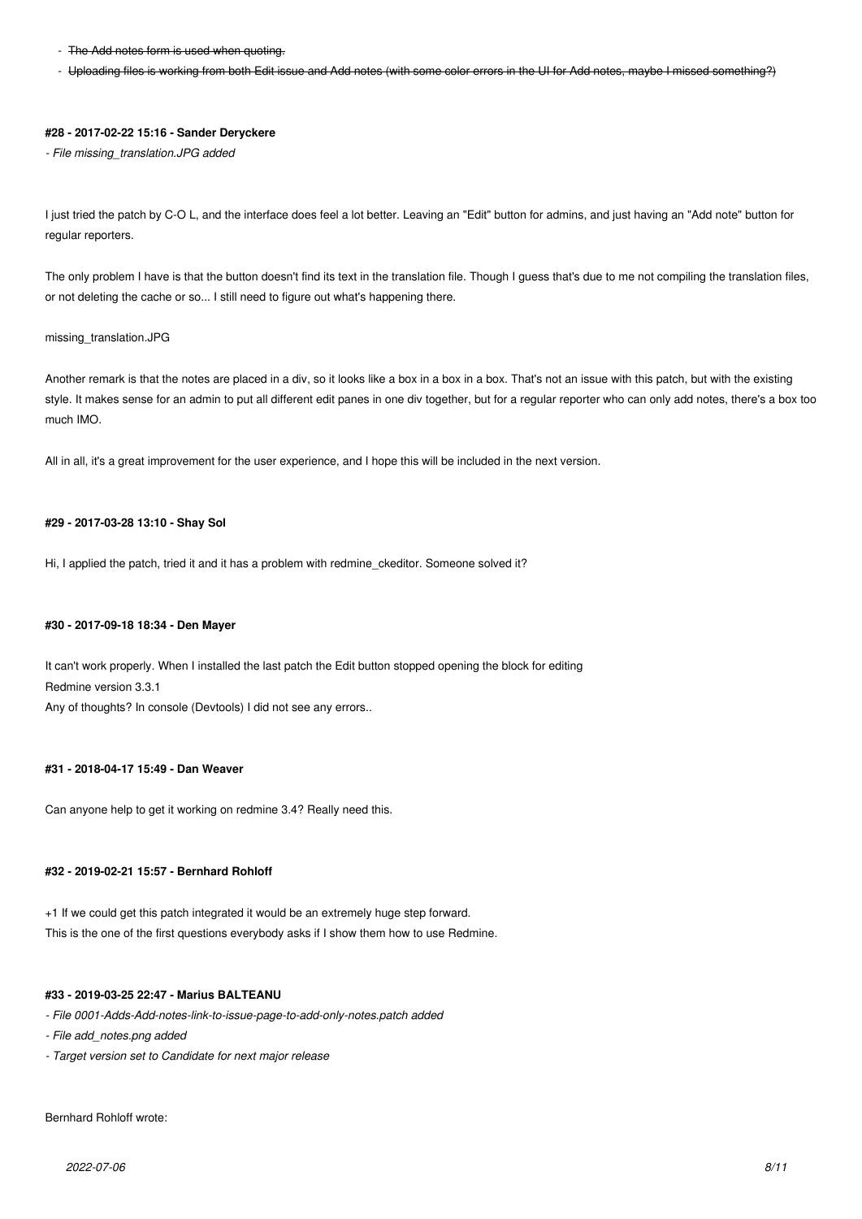- ~~The Add notes form is used when quoting.~~
- ~~Uploading files is working from both Edit issue and Add notes (with some color errors in the UI for Add notes, maybe I missed something?)~~

#### #28 - 2017-02-22 15:16 - Sander Deryckere

*- File missing_translation.JPG added*

I just tried the patch by C-O L, and the interface does feel a lot better. Leaving an "Edit" button for admins, and just having an "Add note" button for regular reporters.

The only problem I have is that the button doesn't find its text in the translation file. Though I guess that's due to me not compiling the translation files, or not deleting the cache or so... I still need to figure out what's happening there.

missing_translation.JPG

Another remark is that the notes are placed in a div, so it looks like a box in a box in a box. That's not an issue with this patch, but with the existing style. It makes sense for an admin to put all different edit panes in one div together, but for a regular reporter who can only add notes, there's a box too much IMO.

All in all, it's a great improvement for the user experience, and I hope this will be included in the next version.

#### #29 - 2017-03-28 13:10 - Shay Sol

Hi, I applied the patch, tried it and it has a problem with redmine_ckeditor. Someone solved it?

#### #30 - 2017-09-18 18:34 - Den Mayer

It can't work properly. When I installed the last patch the Edit button stopped opening the block for editing
Redmine version 3.3.1
Any of thoughts? In console (Devtools) I did not see any errors..

#### #31 - 2018-04-17 15:49 - Dan Weaver

Can anyone help to get it working on redmine 3.4? Really need this.

#### #32 - 2019-02-21 15:57 - Bernhard Rohloff

+1 If we could get this patch integrated it would be an extremely huge step forward.
This is the one of the first questions everybody asks if I show them how to use Redmine.

#### #33 - 2019-03-25 22:47 - Marius BALTEANU

*- File 0001-Adds-Add-notes-link-to-issue-page-to-add-only-notes.patch added*

*- File add_notes.png added*

*- Target version set to Candidate for next major release*

Bernhard Rohloff wrote: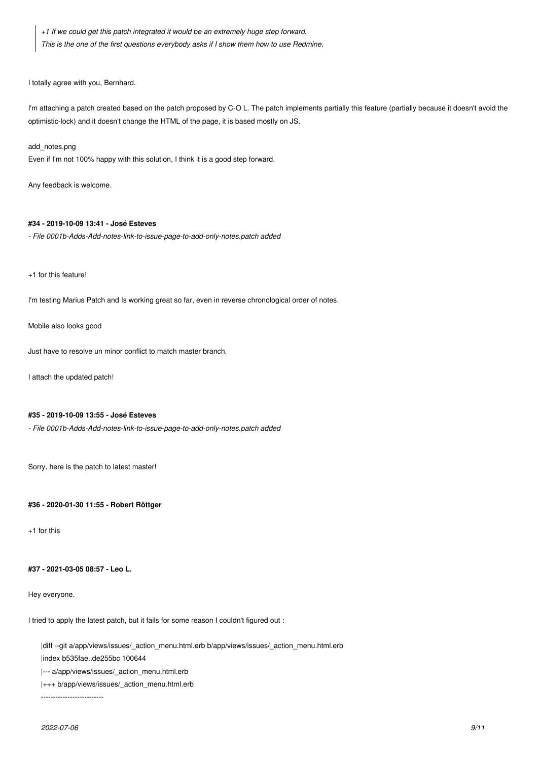> *+1 If we could get this patch integrated it would be an extremely huge step forward.*
> *This is the one of the first questions everybody asks if I show them how to use Redmine.*

I totally agree with you, Bernhard.

I'm attaching a patch created based on the patch proposed by C-O L. The patch implements partially this feature (partially because it doesn't avoid the optimistic-lock) and it doesn't change the HTML of the page, it is based mostly on JS.

add_notes.png
Even if I'm not 100% happy with this solution, I think it is a good step forward.

Any feedback is welcome.

**#34 - 2019-10-09 13:41 - José Esteves**

*- File 0001b-Adds-Add-notes-link-to-issue-page-to-add-only-notes.patch added*

+1 for this feature!

I'm testing Marius Patch and Is working great so far, even in reverse chronological order of notes.

Mobile also looks good

Just have to resolve un minor conflict to match master branch.

I attach the updated patch!

**#35 - 2019-10-09 13:55 - José Esteves**

*- File 0001b-Adds-Add-notes-link-to-issue-page-to-add-only-notes.patch added*

Sorry, here is the patch to latest master!

**#36 - 2020-01-30 11:55 - Robert Röttger**

+1 for this

**#37 - 2021-03-05 08:57 - Leo L.**

Hey everyone.

I tried to apply the latest patch, but it fails for some reason I couldn't figured out :

```
|diff --git a/app/views/issues/_action_menu.html.erb b/app/views/issues/_action_menu.html.erb
|index b535fae..de255bc 100644
|--- a/app/views/issues/_action_menu.html.erb
|+++ b/app/views/issues/_action_menu.html.erb
--------------------------
```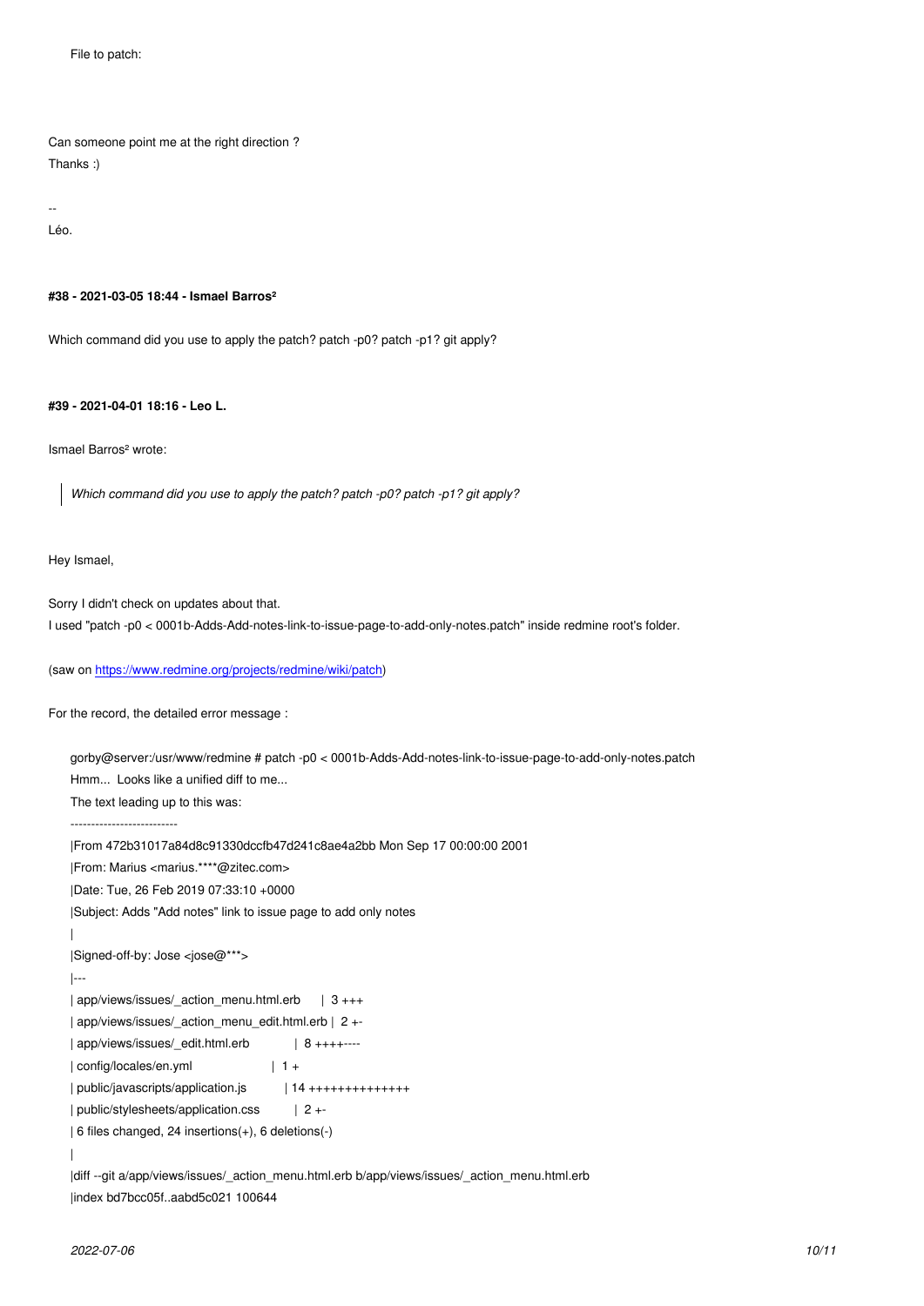```
File to patch:
```

Can someone point me at the right direction ?
Thanks :)

--
Léo.

#### #38 - 2021-03-05 18:44 - Ismael Barros²

Which command did you use to apply the patch? patch -p0? patch -p1? git apply?

#### #39 - 2021-04-01 18:16 - Leo L.

Ismael Barros² wrote:

> *Which command did you use to apply the patch? patch -p0? patch -p1? git apply?*

Hey Ismael,

Sorry I didn't check on updates about that.
I used "patch -p0 < 0001b-Adds-Add-notes-link-to-issue-page-to-add-only-notes.patch" inside redmine root's folder.

(saw on https://www.redmine.org/projects/redmine/wiki/patch)

For the record, the detailed error message :

```
gorby@server:/usr/www/redmine # patch -p0 < 0001b-Adds-Add-notes-link-to-issue-page-to-add-only-notes.patch
Hmm...  Looks like a unified diff to me...
The text leading up to this was:
--------------------------
|From 472b31017a84d8c91330dccfb47d241c8ae4a2bb Mon Sep 17 00:00:00 2001
|From: Marius <marius.****@zitec.com>
|Date: Tue, 26 Feb 2019 07:33:10 +0000
|Subject: Adds "Add notes" link to issue page to add only notes
|
|Signed-off-by: Jose <jose@***>
|---
| app/views/issues/_action_menu.html.erb      | 3 +++
| app/views/issues/_action_menu_edit.html.erb | 2 +-
| app/views/issues/_edit.html.erb             | 8 ++++----
| config/locales/en.yml                       | 1 +
| public/javascripts/application.js           | 14 ++++++++++++++
| public/stylesheets/application.css          | 2 +-
| 6 files changed, 24 insertions(+), 6 deletions(-)
|
|diff --git a/app/views/issues/_action_menu.html.erb b/app/views/issues/_action_menu.html.erb
|index bd7bcc05f..aabd5c021 100644
```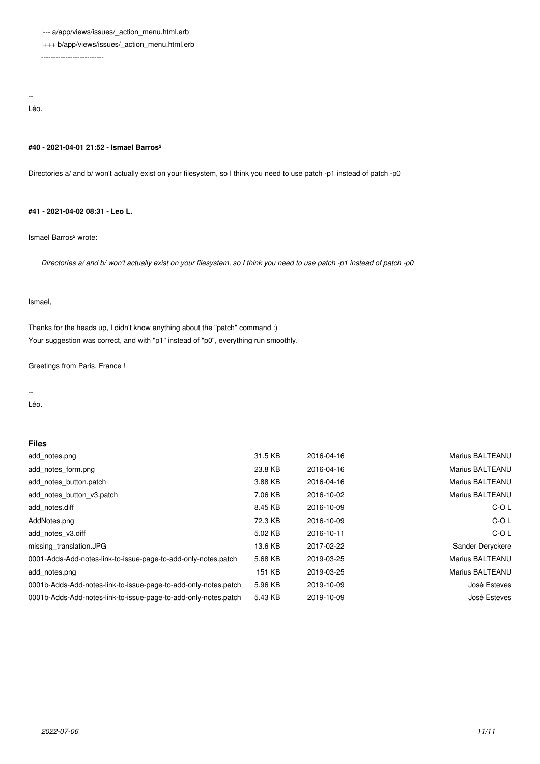|--- a/app/views/issues/_action_menu.html.erb

|+++ b/app/views/issues/_action_menu.html.erb

--------------------------

--

Léo.

#### #40 - 2021-04-01 21:52 - Ismael Barros²

Directories a/ and b/ won't actually exist on your filesystem, so I think you need to use patch -p1 instead of patch -p0

#### #41 - 2021-04-02 08:31 - Leo L.

Ismael Barros² wrote:

> *Directories a/ and b/ won't actually exist on your filesystem, so I think you need to use patch -p1 instead of patch -p0*

Ismael,

Thanks for the heads up, I didn't know anything about the "patch" command :)
Your suggestion was correct, and with "p1" instead of "p0", everything run smoothly.

Greetings from Paris, France !

--

Léo.

### Files

| | | | |
|---|---|---|---|
| add_notes.png | 31.5 KB | 2016-04-16 | Marius BALTEANU |
| add_notes_form.png | 23.8 KB | 2016-04-16 | Marius BALTEANU |
| add_notes_button.patch | 3.88 KB | 2016-04-16 | Marius BALTEANU |
| add_notes_button_v3.patch | 7.06 KB | 2016-10-02 | Marius BALTEANU |
| add_notes.diff | 8.45 KB | 2016-10-09 | C-O L |
| AddNotes.png | 72.3 KB | 2016-10-09 | C-O L |
| add_notes_v3.diff | 5.02 KB | 2016-10-11 | C-O L |
| missing_translation.JPG | 13.6 KB | 2017-02-22 | Sander Deryckere |
| 0001-Adds-Add-notes-link-to-issue-page-to-add-only-notes.patch | 5.68 KB | 2019-03-25 | Marius BALTEANU |
| add_notes.png | 151 KB | 2019-03-25 | Marius BALTEANU |
| 0001b-Adds-Add-notes-link-to-issue-page-to-add-only-notes.patch | 5.96 KB | 2019-10-09 | José Esteves |
| 0001b-Adds-Add-notes-link-to-issue-page-to-add-only-notes.patch | 5.43 KB | 2019-10-09 | José Esteves |